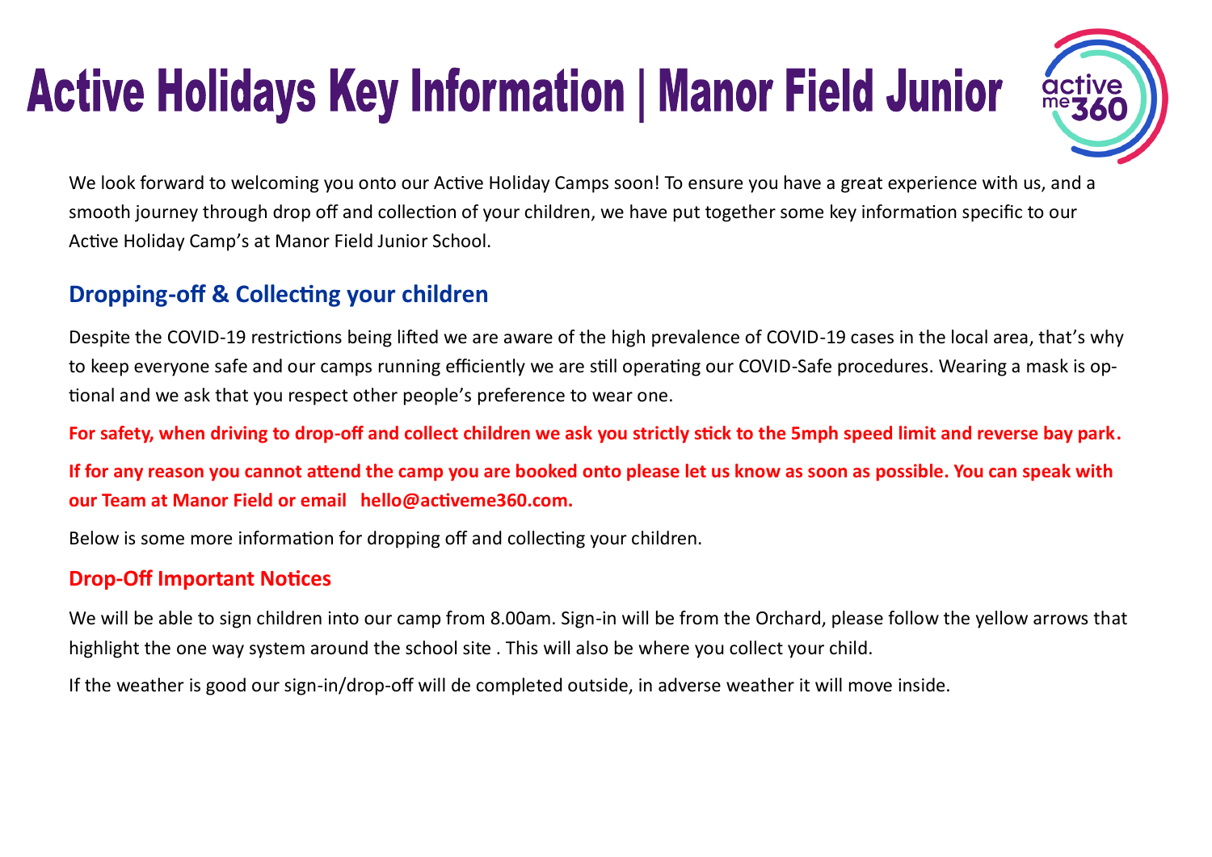# Active Holidays Key Information | Manor Field Junior

We look forward to welcoming you onto our Active Holiday Camps soon! To ensure you have a great experience with us, and a smooth journey through drop off and collection of your children, we have put together some key information specific to our Active Holiday Camp's at Manor Field Junior School.

## Dropping-off & Collecting your children

Despite the COVID-19 restrictions being lifted we are aware of the high prevalence of COVID-19 cases in the local area, that's why to keep everyone safe and our camps running efficiently we are still operating our COVID-Safe procedures. Wearing a mask is optional and we ask that you respect other people's preference to wear one.

**For safety, when driving to drop-off and collect children we ask you strictly stick to the 5mph speed limit and reverse bay park.**

**If for any reason you cannot attend the camp you are booked onto please let us know as soon as possible. You can speak with our Team at Manor Field or email hello@activeme360.com.**

Below is some more information for dropping off and collecting your children.

### Drop-Off Important Notices

We will be able to sign children into our camp from 8.00am. Sign-in will be from the Orchard, please follow the yellow arrows that highlight the one way system around the school site . This will also be where you collect your child.

If the weather is good our sign-in/drop-off will de completed outside, in adverse weather it will move inside.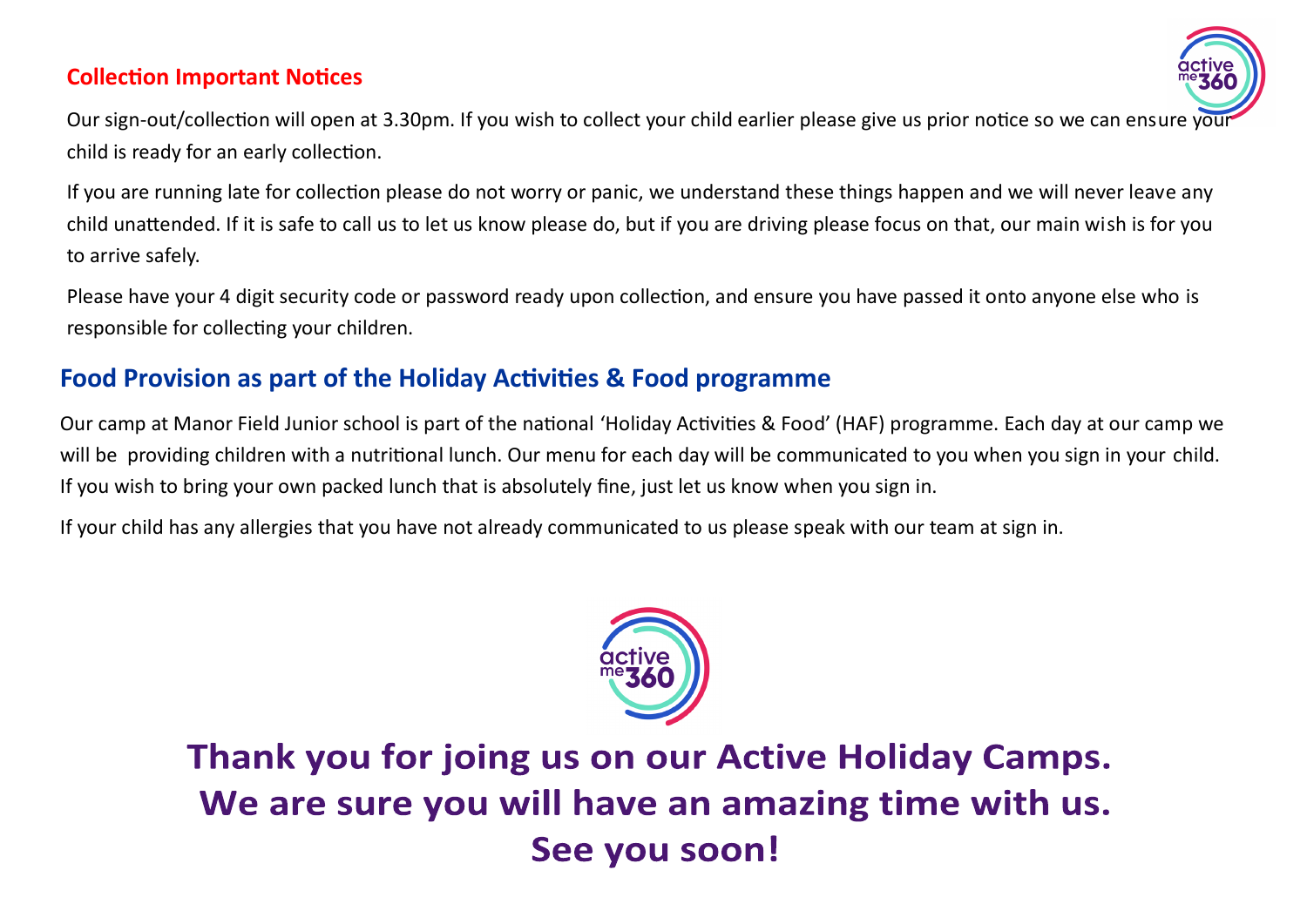## Collection Important Notices

Our sign-out/collection will open at 3.30pm. If you wish to collect your child earlier please give us prior notice so we can ensure your child is ready for an early collection.

If you are running late for collection please do not worry or panic, we understand these things happen and we will never leave any child unattended. If it is safe to call us to let us know please do, but if you are driving please focus on that, our main wish is for you to arrive safely.

Please have your 4 digit security code or password ready upon collection, and ensure you have passed it onto anyone else who is responsible for collecting your children.

## Food Provision as part of the Holiday Activities & Food programme

Our camp at Manor Field Junior school is part of the national 'Holiday Activities & Food' (HAF) programme. Each day at our camp we will be providing children with a nutritional lunch. Our menu for each day will be communicated to you when you sign in your child. If you wish to bring your own packed lunch that is absolutely fine, just let us know when you sign in.

If your child has any allergies that you have not already communicated to us please speak with our team at sign in.

# Thank you for joing us on our Active Holiday Camps. We are sure you will have an amazing time with us. See you soon!